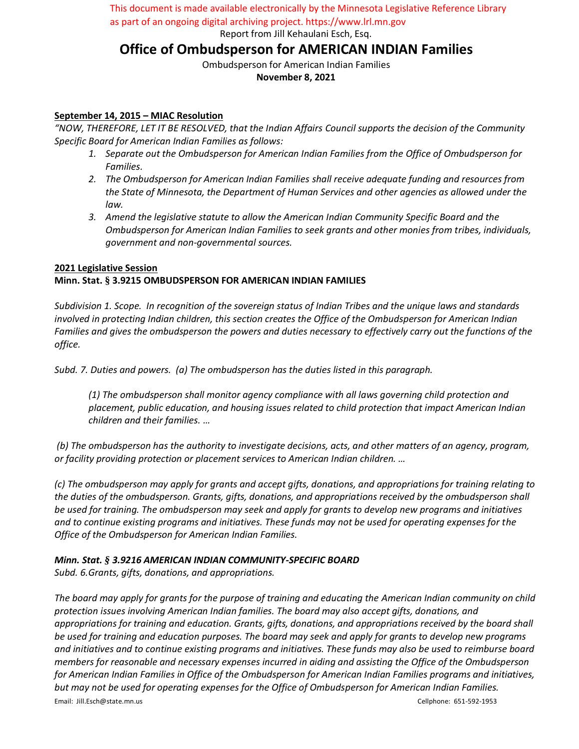This document is made available electronically by the Minnesota Legislative Reference Library as part of an ongoing digital archiving project. https://www.lrl.mn.gov

Report from Jill Kehaulani Esch, Esq.

# Office of Ombudsperson for AMERICAN INDIAN Families

Ombudsperson for American Indian Families

**November 8, 2021**

**September 14, 2015 – MIAC Resolution**

*"NOW, THEREFORE, LET IT BE RESOLVED, that the Indian Affairs Council supports the decision of the Community Specific Board for American Indian Families as follows:*

1. *Separate out the Ombudsperson for American Indian Families from the Office of Ombudsperson for Families.*
2. *The Ombudsperson for American Indian Families shall receive adequate funding and resources from the State of Minnesota, the Department of Human Services and other agencies as allowed under the law.*
3. *Amend the legislative statute to allow the American Indian Community Specific Board and the Ombudsperson for American Indian Families to seek grants and other monies from tribes, individuals, government and non-governmental sources.*

**2021 Legislative Session**

**Minn. Stat. § 3.9215 OMBUDSPERSON FOR AMERICAN INDIAN FAMILIES**

*Subdivision 1. Scope. In recognition of the sovereign status of Indian Tribes and the unique laws and standards involved in protecting Indian children, this section creates the Office of the Ombudsperson for American Indian Families and gives the ombudsperson the powers and duties necessary to effectively carry out the functions of the office.*

*Subd. 7. Duties and powers. (a) The ombudsperson has the duties listed in this paragraph.*

> *(1) The ombudsperson shall monitor agency compliance with all laws governing child protection and placement, public education, and housing issues related to child protection that impact American Indian children and their families. …*

*(b) The ombudsperson has the authority to investigate decisions, acts, and other matters of an agency, program, or facility providing protection or placement services to American Indian children. …*

*(c) The ombudsperson may apply for grants and accept gifts, donations, and appropriations for training relating to the duties of the ombudsperson. Grants, gifts, donations, and appropriations received by the ombudsperson shall be used for training. The ombudsperson may seek and apply for grants to develop new programs and initiatives and to continue existing programs and initiatives. These funds may not be used for operating expenses for the Office of the Ombudsperson for American Indian Families.*

***Minn. Stat. § 3.9216 AMERICAN INDIAN COMMUNITY-SPECIFIC BOARD***

*Subd. 6.Grants, gifts, donations, and appropriations.*

*The board may apply for grants for the purpose of training and educating the American Indian community on child protection issues involving American Indian families. The board may also accept gifts, donations, and appropriations for training and education. Grants, gifts, donations, and appropriations received by the board shall be used for training and education purposes. The board may seek and apply for grants to develop new programs and initiatives and to continue existing programs and initiatives. These funds may also be used to reimburse board members for reasonable and necessary expenses incurred in aiding and assisting the Office of the Ombudsperson for American Indian Families in Office of the Ombudsperson for American Indian Families programs and initiatives, but may not be used for operating expenses for the Office of Ombudsperson for American Indian Families.*

Email: Jill.Esch@state.mn.us Cellphone: 651-592-1953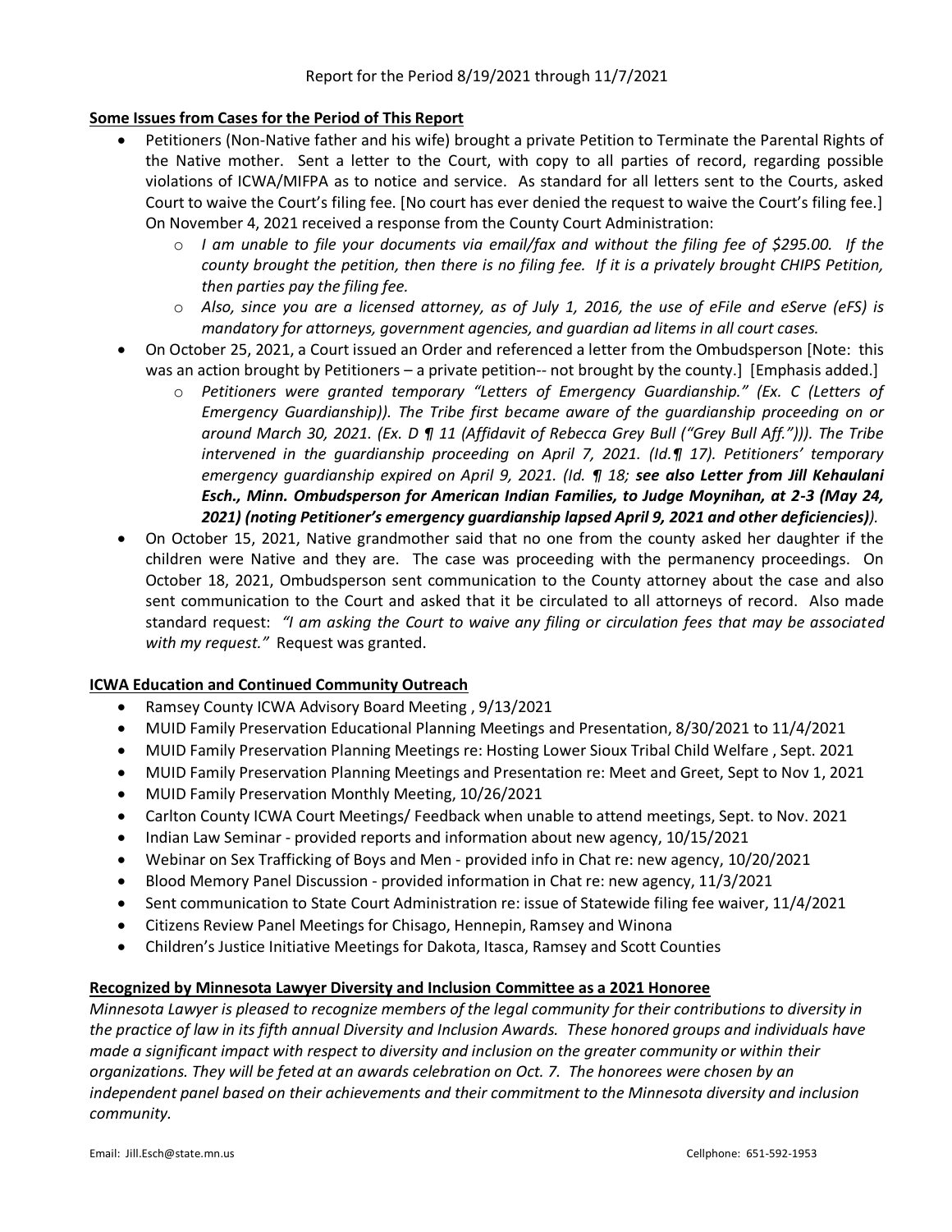Report for the Period 8/19/2021 through 11/7/2021

**Some Issues from Cases for the Period of This Report**

- Petitioners (Non-Native father and his wife) brought a private Petition to Terminate the Parental Rights of the Native mother. Sent a letter to the Court, with copy to all parties of record, regarding possible violations of ICWA/MIFPA as to notice and service. As standard for all letters sent to the Courts, asked Court to waive the Court's filing fee. [No court has ever denied the request to waive the Court's filing fee.] On November 4, 2021 received a response from the County Court Administration:
  - *I am unable to file your documents via email/fax and without the filing fee of $295.00. If the county brought the petition, then there is no filing fee. If it is a privately brought CHIPS Petition, then parties pay the filing fee.*
  - *Also, since you are a licensed attorney, as of July 1, 2016, the use of eFile and eServe (eFS) is mandatory for attorneys, government agencies, and guardian ad litems in all court cases.*
- On October 25, 2021, a Court issued an Order and referenced a letter from the Ombudsperson [Note: this was an action brought by Petitioners – a private petition-- not brought by the county.] [Emphasis added.]
  - *Petitioners were granted temporary "Letters of Emergency Guardianship." (Ex. C (Letters of Emergency Guardianship)). The Tribe first became aware of the guardianship proceeding on or around March 30, 2021. (Ex. D ¶ 11 (Affidavit of Rebecca Grey Bull ("Grey Bull Aff."))). The Tribe intervened in the guardianship proceeding on April 7, 2021. (Id.¶ 17). Petitioners' temporary emergency guardianship expired on April 9, 2021. (Id. ¶ 18; **see also Letter from Jill Kehaulani Esch., Minn. Ombudsperson for American Indian Families, to Judge Moynihan, at 2-3 (May 24, 2021) (noting Petitioner's emergency guardianship lapsed April 9, 2021 and other deficiencies)**).*
- On October 15, 2021, Native grandmother said that no one from the county asked her daughter if the children were Native and they are. The case was proceeding with the permanency proceedings. On October 18, 2021, Ombudsperson sent communication to the County attorney about the case and also sent communication to the Court and asked that it be circulated to all attorneys of record. Also made standard request: *"I am asking the Court to waive any filing or circulation fees that may be associated with my request."* Request was granted.

**ICWA Education and Continued Community Outreach**

- Ramsey County ICWA Advisory Board Meeting , 9/13/2021
- MUID Family Preservation Educational Planning Meetings and Presentation, 8/30/2021 to 11/4/2021
- MUID Family Preservation Planning Meetings re: Hosting Lower Sioux Tribal Child Welfare , Sept. 2021
- MUID Family Preservation Planning Meetings and Presentation re: Meet and Greet, Sept to Nov 1, 2021
- MUID Family Preservation Monthly Meeting, 10/26/2021
- Carlton County ICWA Court Meetings/ Feedback when unable to attend meetings, Sept. to Nov. 2021
- Indian Law Seminar - provided reports and information about new agency, 10/15/2021
- Webinar on Sex Trafficking of Boys and Men - provided info in Chat re: new agency, 10/20/2021
- Blood Memory Panel Discussion - provided information in Chat re: new agency, 11/3/2021
- Sent communication to State Court Administration re: issue of Statewide filing fee waiver, 11/4/2021
- Citizens Review Panel Meetings for Chisago, Hennepin, Ramsey and Winona
- Children's Justice Initiative Meetings for Dakota, Itasca, Ramsey and Scott Counties

**Recognized by Minnesota Lawyer Diversity and Inclusion Committee as a 2021 Honoree**

*Minnesota Lawyer is pleased to recognize members of the legal community for their contributions to diversity in the practice of law in its fifth annual Diversity and Inclusion Awards. These honored groups and individuals have made a significant impact with respect to diversity and inclusion on the greater community or within their organizations. They will be feted at an awards celebration on Oct. 7. The honorees were chosen by an independent panel based on their achievements and their commitment to the Minnesota diversity and inclusion community.*

Email: Jill.Esch@state.mn.us Cellphone: 651-592-1953